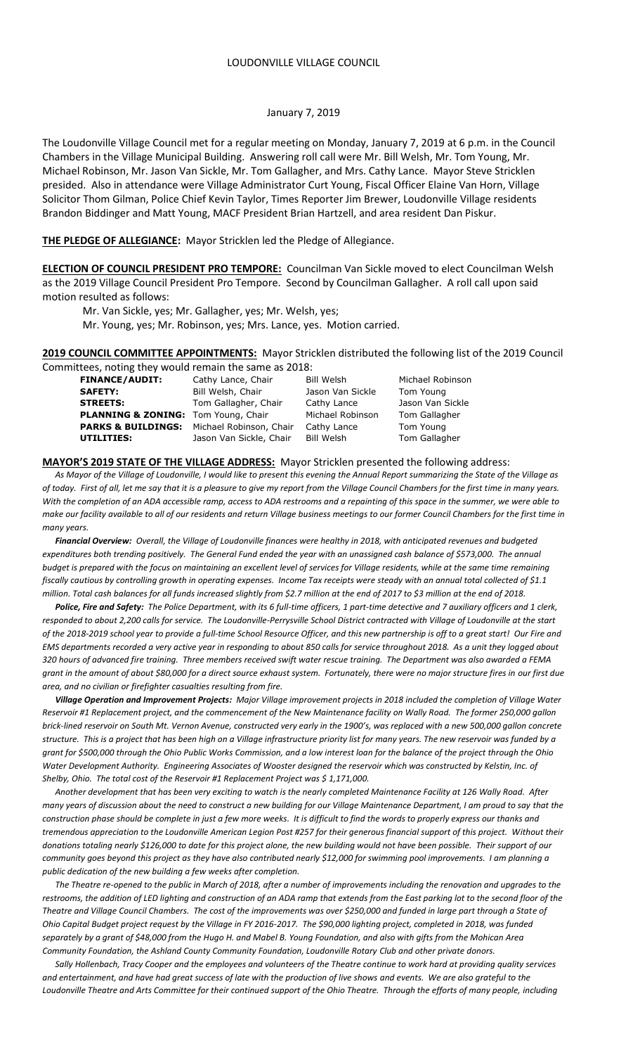LOUDONVILLE VILLAGE COUNCIL

January 7, 2019

The Loudonville Village Council met for a regular meeting on Monday, January 7, 2019 at 6 p.m. in the Council Chambers in the Village Municipal Building. Answering roll call were Mr. Bill Welsh, Mr. Tom Young, Mr. Michael Robinson, Mr. Jason Van Sickle, Mr. Tom Gallagher, and Mrs. Cathy Lance. Mayor Steve Stricklen presided. Also in attendance were Village Administrator Curt Young, Fiscal Officer Elaine Van Horn, Village Solicitor Thom Gilman, Police Chief Kevin Taylor, Times Reporter Jim Brewer, Loudonville Village residents Brandon Biddinger and Matt Young, MACF President Brian Hartzell, and area resident Dan Piskur.

**THE PLEDGE OF ALLEGIANCE:** Mayor Stricklen led the Pledge of Allegiance.

**ELECTION OF COUNCIL PRESIDENT PRO TEMPORE:** Councilman Van Sickle moved to elect Councilman Welsh as the 2019 Village Council President Pro Tempore. Second by Councilman Gallagher. A roll call upon said motion resulted as follows:

Mr. Van Sickle, yes; Mr. Gallagher, yes; Mr. Welsh, yes;
Mr. Young, yes; Mr. Robinson, yes; Mrs. Lance, yes. Motion carried.

**2019 COUNCIL COMMITTEE APPOINTMENTS:** Mayor Stricklen distributed the following list of the 2019 Council Committees, noting they would remain the same as 2018:

| | | | |
|---|---|---|---|
| **FINANCE/AUDIT:** | Cathy Lance, Chair | Bill Welsh | Michael Robinson |
| **SAFETY:** | Bill Welsh, Chair | Jason Van Sickle | Tom Young |
| **STREETS:** | Tom Gallagher, Chair | Cathy Lance | Jason Van Sickle |
| **PLANNING & ZONING:** | Tom Young, Chair | Michael Robinson | Tom Gallagher |
| **PARKS & BUILDINGS:** | Michael Robinson, Chair | Cathy Lance | Tom Young |
| **UTILITIES:** | Jason Van Sickle, Chair | Bill Welsh | Tom Gallagher |

**MAYOR'S 2019 STATE OF THE VILLAGE ADDRESS:** Mayor Stricklen presented the following address:

*As Mayor of the Village of Loudonville, I would like to present this evening the Annual Report summarizing the State of the Village as of today. First of all, let me say that it is a pleasure to give my report from the Village Council Chambers for the first time in many years. With the completion of an ADA accessible ramp, access to ADA restrooms and a repainting of this space in the summer, we were able to make our facility available to all of our residents and return Village business meetings to our former Council Chambers for the first time in many years.*

***Financial Overview:*** *Overall, the Village of Loudonville finances were healthy in 2018, with anticipated revenues and budgeted expenditures both trending positively. The General Fund ended the year with an unassigned cash balance of $573,000. The annual budget is prepared with the focus on maintaining an excellent level of services for Village residents, while at the same time remaining fiscally cautious by controlling growth in operating expenses. Income Tax receipts were steady with an annual total collected of $1.1 million. Total cash balances for all funds increased slightly from $2.7 million at the end of 2017 to $3 million at the end of 2018.*

***Police, Fire and Safety:*** *The Police Department, with its 6 full-time officers, 1 part-time detective and 7 auxiliary officers and 1 clerk, responded to about 2,200 calls for service. The Loudonville-Perrysville School District contracted with Village of Loudonville at the start of the 2018-2019 school year to provide a full-time School Resource Officer, and this new partnership is off to a great start! Our Fire and EMS departments recorded a very active year in responding to about 850 calls for service throughout 2018. As a unit they logged about 320 hours of advanced fire training. Three members received swift water rescue training. The Department was also awarded a FEMA grant in the amount of about $80,000 for a direct source exhaust system. Fortunately, there were no major structure fires in our first due area, and no civilian or firefighter casualties resulting from fire.*

***Village Operation and Improvement Projects:*** *Major Village improvement projects in 2018 included the completion of Village Water Reservoir #1 Replacement project, and the commencement of the New Maintenance facility on Wally Road. The former 250,000 gallon brick-lined reservoir on South Mt. Vernon Avenue, constructed very early in the 1900's, was replaced with a new 500,000 gallon concrete structure. This is a project that has been high on a Village infrastructure priority list for many years. The new reservoir was funded by a grant for $500,000 through the Ohio Public Works Commission, and a low interest loan for the balance of the project through the Ohio Water Development Authority. Engineering Associates of Wooster designed the reservoir which was constructed by Kelstin, Inc. of Shelby, Ohio. The total cost of the Reservoir #1 Replacement Project was $ 1,171,000.*

*Another development that has been very exciting to watch is the nearly completed Maintenance Facility at 126 Wally Road. After many years of discussion about the need to construct a new building for our Village Maintenance Department, I am proud to say that the construction phase should be complete in just a few more weeks. It is difficult to find the words to properly express our thanks and tremendous appreciation to the Loudonville American Legion Post #257 for their generous financial support of this project. Without their donations totaling nearly $126,000 to date for this project alone, the new building would not have been possible. Their support of our community goes beyond this project as they have also contributed nearly $12,000 for swimming pool improvements. I am planning a public dedication of the new building a few weeks after completion.*

*The Theatre re-opened to the public in March of 2018, after a number of improvements including the renovation and upgrades to the restrooms, the addition of LED lighting and construction of an ADA ramp that extends from the East parking lot to the second floor of the Theatre and Village Council Chambers. The cost of the improvements was over $250,000 and funded in large part through a State of Ohio Capital Budget project request by the Village in FY 2016-2017. The $90,000 lighting project, completed in 2018, was funded separately by a grant of $48,000 from the Hugo H. and Mabel B. Young Foundation, and also with gifts from the Mohican Area Community Foundation, the Ashland County Community Foundation, Loudonville Rotary Club and other private donors.*

*Sally Hollenbach, Tracy Cooper and the employees and volunteers of the Theatre continue to work hard at providing quality services and entertainment, and have had great success of late with the production of live shows and events. We are also grateful to the Loudonville Theatre and Arts Committee for their continued support of the Ohio Theatre. Through the efforts of many people, including*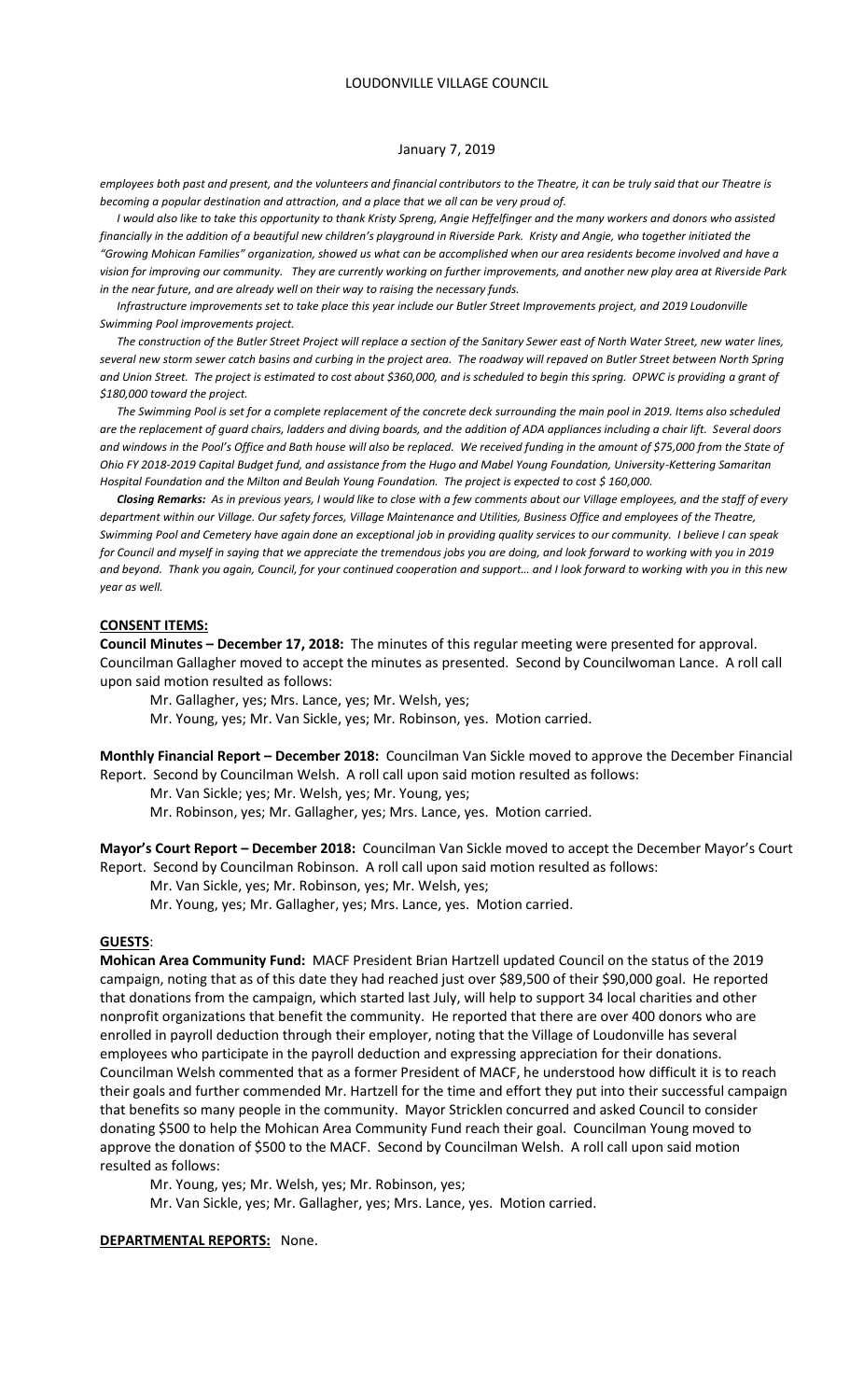*employees both past and present, and the volunteers and financial contributors to the Theatre, it can be truly said that our Theatre is becoming a popular destination and attraction, and a place that we all can be very proud of.*

*I would also like to take this opportunity to thank Kristy Spreng, Angie Heffelfinger and the many workers and donors who assisted financially in the addition of a beautiful new children's playground in Riverside Park. Kristy and Angie, who together initiated the "Growing Mohican Families" organization, showed us what can be accomplished when our area residents become involved and have a vision for improving our community. They are currently working on further improvements, and another new play area at Riverside Park in the near future, and are already well on their way to raising the necessary funds.*

*Infrastructure improvements set to take place this year include our Butler Street Improvements project, and 2019 Loudonville Swimming Pool improvements project.*

*The construction of the Butler Street Project will replace a section of the Sanitary Sewer east of North Water Street, new water lines, several new storm sewer catch basins and curbing in the project area. The roadway will repaved on Butler Street between North Spring and Union Street. The project is estimated to cost about $360,000, and is scheduled to begin this spring. OPWC is providing a grant of $180,000 toward the project.*

*The Swimming Pool is set for a complete replacement of the concrete deck surrounding the main pool in 2019. Items also scheduled are the replacement of guard chairs, ladders and diving boards, and the addition of ADA appliances including a chair lift. Several doors and windows in the Pool's Office and Bath house will also be replaced. We received funding in the amount of $75,000 from the State of Ohio FY 2018-2019 Capital Budget fund, and assistance from the Hugo and Mabel Young Foundation, University-Kettering Samaritan Hospital Foundation and the Milton and Beulah Young Foundation. The project is expected to cost $ 160,000.*

***Closing Remarks:*** *As in previous years, I would like to close with a few comments about our Village employees, and the staff of every department within our Village. Our safety forces, Village Maintenance and Utilities, Business Office and employees of the Theatre, Swimming Pool and Cemetery have again done an exceptional job in providing quality services to our community. I believe I can speak for Council and myself in saying that we appreciate the tremendous jobs you are doing, and look forward to working with you in 2019 and beyond. Thank you again, Council, for your continued cooperation and support… and I look forward to working with you in this new year as well.*

**CONSENT ITEMS:**

**Council Minutes – December 17, 2018:** The minutes of this regular meeting were presented for approval. Councilman Gallagher moved to accept the minutes as presented. Second by Councilwoman Lance. A roll call upon said motion resulted as follows:

Mr. Gallagher, yes; Mrs. Lance, yes; Mr. Welsh, yes;
Mr. Young, yes; Mr. Van Sickle, yes; Mr. Robinson, yes. Motion carried.

**Monthly Financial Report – December 2018:** Councilman Van Sickle moved to approve the December Financial Report. Second by Councilman Welsh. A roll call upon said motion resulted as follows:

Mr. Van Sickle; yes; Mr. Welsh, yes; Mr. Young, yes;
Mr. Robinson, yes; Mr. Gallagher, yes; Mrs. Lance, yes. Motion carried.

**Mayor's Court Report – December 2018:** Councilman Van Sickle moved to accept the December Mayor's Court Report. Second by Councilman Robinson. A roll call upon said motion resulted as follows:

Mr. Van Sickle, yes; Mr. Robinson, yes; Mr. Welsh, yes;
Mr. Young, yes; Mr. Gallagher, yes; Mrs. Lance, yes. Motion carried.

**GUESTS:**

**Mohican Area Community Fund:** MACF President Brian Hartzell updated Council on the status of the 2019 campaign, noting that as of this date they had reached just over $89,500 of their $90,000 goal. He reported that donations from the campaign, which started last July, will help to support 34 local charities and other nonprofit organizations that benefit the community. He reported that there are over 400 donors who are enrolled in payroll deduction through their employer, noting that the Village of Loudonville has several employees who participate in the payroll deduction and expressing appreciation for their donations. Councilman Welsh commented that as a former President of MACF, he understood how difficult it is to reach their goals and further commended Mr. Hartzell for the time and effort they put into their successful campaign that benefits so many people in the community. Mayor Stricklen concurred and asked Council to consider donating $500 to help the Mohican Area Community Fund reach their goal. Councilman Young moved to approve the donation of $500 to the MACF. Second by Councilman Welsh. A roll call upon said motion resulted as follows:

Mr. Young, yes; Mr. Welsh, yes; Mr. Robinson, yes;
Mr. Van Sickle, yes; Mr. Gallagher, yes; Mrs. Lance, yes. Motion carried.

**DEPARTMENTAL REPORTS:** None.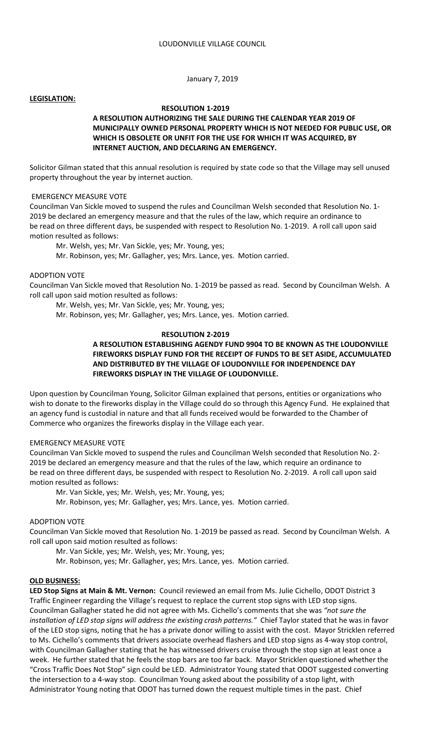LOUDONVILLE VILLAGE COUNCIL

January 7, 2019

**LEGISLATION:**

**RESOLUTION 1-2019**

**A RESOLUTION AUTHORIZING THE SALE DURING THE CALENDAR YEAR 2019 OF MUNICIPALLY OWNED PERSONAL PROPERTY WHICH IS NOT NEEDED FOR PUBLIC USE, OR WHICH IS OBSOLETE OR UNFIT FOR THE USE FOR WHICH IT WAS ACQUIRED, BY INTERNET AUCTION, AND DECLARING AN EMERGENCY.**

Solicitor Gilman stated that this annual resolution is required by state code so that the Village may sell unused property throughout the year by internet auction.

EMERGENCY MEASURE VOTE

Councilman Van Sickle moved to suspend the rules and Councilman Welsh seconded that Resolution No. 1-2019 be declared an emergency measure and that the rules of the law, which require an ordinance to be read on three different days, be suspended with respect to Resolution No. 1-2019. A roll call upon said motion resulted as follows:

Mr. Welsh, yes; Mr. Van Sickle, yes; Mr. Young, yes;
Mr. Robinson, yes; Mr. Gallagher, yes; Mrs. Lance, yes. Motion carried.

ADOPTION VOTE

Councilman Van Sickle moved that Resolution No. 1-2019 be passed as read. Second by Councilman Welsh. A roll call upon said motion resulted as follows:

Mr. Welsh, yes; Mr. Van Sickle, yes; Mr. Young, yes;
Mr. Robinson, yes; Mr. Gallagher, yes; Mrs. Lance, yes. Motion carried.

**RESOLUTION 2-2019**

**A RESOLUTION ESTABLISHING AGENDY FUND 9904 TO BE KNOWN AS THE LOUDONVILLE FIREWORKS DISPLAY FUND FOR THE RECEIPT OF FUNDS TO BE SET ASIDE, ACCUMULATED AND DISTRIBUTED BY THE VILLAGE OF LOUDONVILLE FOR INDEPENDENCE DAY FIREWORKS DISPLAY IN THE VILLAGE OF LOUDONVILLE.**

Upon question by Councilman Young, Solicitor Gilman explained that persons, entities or organizations who wish to donate to the fireworks display in the Village could do so through this Agency Fund. He explained that an agency fund is custodial in nature and that all funds received would be forwarded to the Chamber of Commerce who organizes the fireworks display in the Village each year.

EMERGENCY MEASURE VOTE

Councilman Van Sickle moved to suspend the rules and Councilman Welsh seconded that Resolution No. 2-2019 be declared an emergency measure and that the rules of the law, which require an ordinance to be read on three different days, be suspended with respect to Resolution No. 2-2019. A roll call upon said motion resulted as follows:

Mr. Van Sickle, yes; Mr. Welsh, yes; Mr. Young, yes;
Mr. Robinson, yes; Mr. Gallagher, yes; Mrs. Lance, yes. Motion carried.

ADOPTION VOTE

Councilman Van Sickle moved that Resolution No. 1-2019 be passed as read. Second by Councilman Welsh. A roll call upon said motion resulted as follows:

Mr. Van Sickle, yes; Mr. Welsh, yes; Mr. Young, yes;
Mr. Robinson, yes; Mr. Gallagher, yes; Mrs. Lance, yes. Motion carried.

**OLD BUSINESS:**

**LED Stop Signs at Main & Mt. Vernon:** Council reviewed an email from Ms. Julie Cichello, ODOT District 3 Traffic Engineer regarding the Village's request to replace the current stop signs with LED stop signs. Councilman Gallagher stated he did not agree with Ms. Cichello's comments that she was *"not sure the installation of LED stop signs will address the existing crash patterns."* Chief Taylor stated that he was in favor of the LED stop signs, noting that he has a private donor willing to assist with the cost. Mayor Stricklen referred to Ms. Cichello's comments that drivers associate overhead flashers and LED stop signs as 4-way stop control, with Councilman Gallagher stating that he has witnessed drivers cruise through the stop sign at least once a week. He further stated that he feels the stop bars are too far back. Mayor Stricklen questioned whether the "Cross Traffic Does Not Stop" sign could be LED. Administrator Young stated that ODOT suggested converting the intersection to a 4-way stop. Councilman Young asked about the possibility of a stop light, with Administrator Young noting that ODOT has turned down the request multiple times in the past. Chief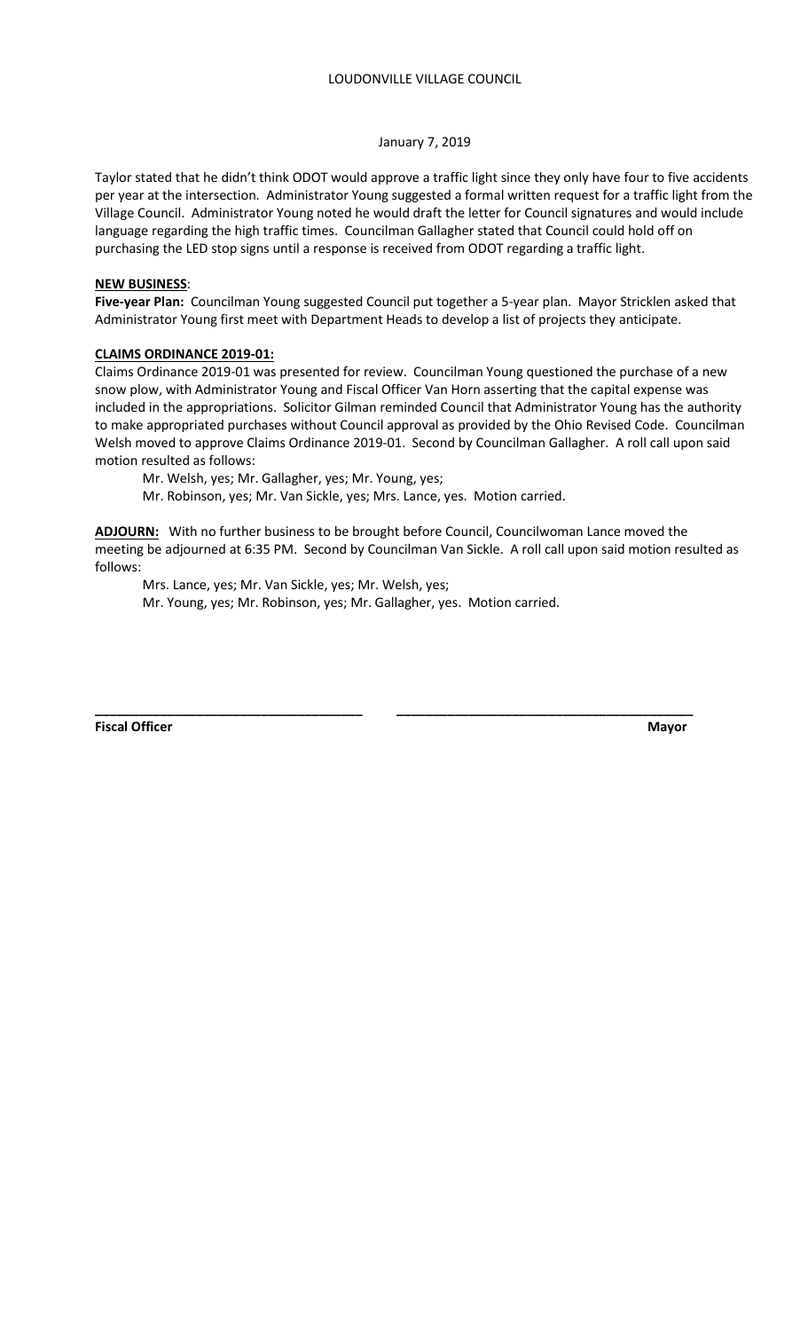Taylor stated that he didn't think ODOT would approve a traffic light since they only have four to five accidents per year at the intersection. Administrator Young suggested a formal written request for a traffic light from the Village Council. Administrator Young noted he would draft the letter for Council signatures and would include language regarding the high traffic times. Councilman Gallagher stated that Council could hold off on purchasing the LED stop signs until a response is received from ODOT regarding a traffic light.

**NEW BUSINESS**:

**Five-year Plan:** Councilman Young suggested Council put together a 5-year plan. Mayor Stricklen asked that Administrator Young first meet with Department Heads to develop a list of projects they anticipate.

**CLAIMS ORDINANCE 2019-01:**

Claims Ordinance 2019-01 was presented for review. Councilman Young questioned the purchase of a new snow plow, with Administrator Young and Fiscal Officer Van Horn asserting that the capital expense was included in the appropriations. Solicitor Gilman reminded Council that Administrator Young has the authority to make appropriated purchases without Council approval as provided by the Ohio Revised Code. Councilman Welsh moved to approve Claims Ordinance 2019-01. Second by Councilman Gallagher. A roll call upon said motion resulted as follows:

Mr. Welsh, yes; Mr. Gallagher, yes; Mr. Young, yes;
Mr. Robinson, yes; Mr. Van Sickle, yes; Mrs. Lance, yes. Motion carried.

**ADJOURN:** With no further business to be brought before Council, Councilwoman Lance moved the meeting be adjourned at 6:35 PM. Second by Councilman Van Sickle. A roll call upon said motion resulted as follows:

Mrs. Lance, yes; Mr. Van Sickle, yes; Mr. Welsh, yes;
Mr. Young, yes; Mr. Robinson, yes; Mr. Gallagher, yes. Motion carried.

_________________________________ _________________________________

**Fiscal Officer** **Mayor**